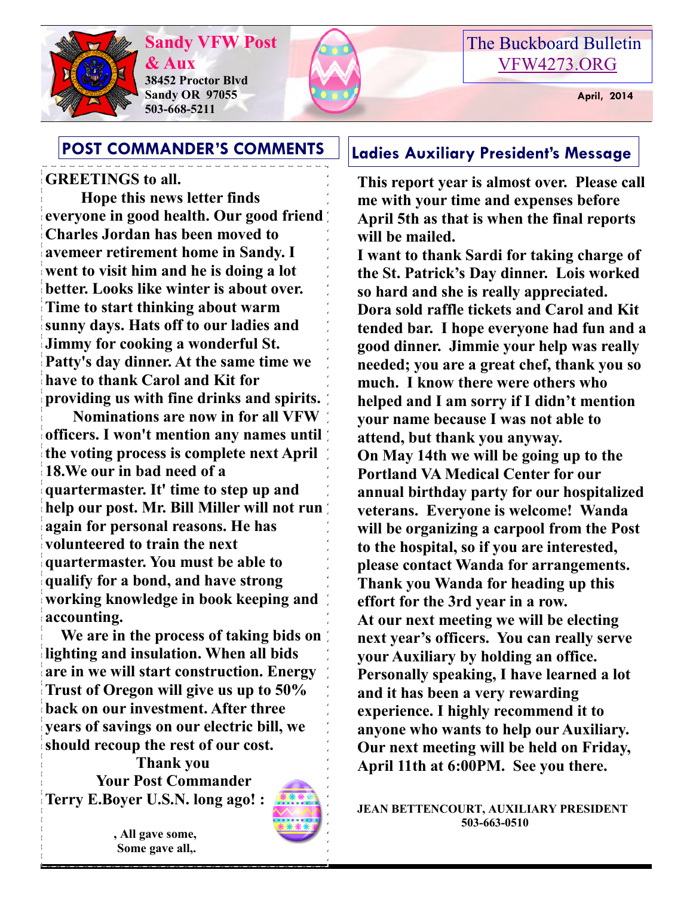# Sandy VFW Post & Aux

38452 Proctor Blvd
Sandy OR 97055
503-668-5211

The Buckboard Bulletin
VFW4273.ORG

April, 2014

## POST COMMANDER'S COMMENTS

**GREETINGS to all.**

**Hope this news letter finds everyone in good health. Our good friend Charles Jordan has been moved to avemeer retirement home in Sandy. I went to visit him and he is doing a lot better. Looks like winter is about over. Time to start thinking about warm sunny days. Hats off to our ladies and Jimmy for cooking a wonderful St. Patty's day dinner. At the same time we have to thank Carol and Kit for providing us with fine drinks and spirits.**

**Nominations are now in for all VFW officers. I won't mention any names until the voting process is complete next April 18.We our in bad need of a quartermaster. It' time to step up and help our post. Mr. Bill Miller will not run again for personal reasons. He has volunteered to train the next quartermaster. You must be able to qualify for a bond, and have strong working knowledge in book keeping and accounting.**

**We are in the process of taking bids on lighting and insulation. When all bids are in we will start construction. Energy Trust of Oregon will give us up to 50% back on our investment. After three years of savings on our electric bill, we should recoup the rest of our cost.**

**Thank you**
**Your Post Commander**
**Terry E.Boyer U.S.N. long ago! :**

**, All gave some,**
**Some gave all,.**

## Ladies Auxiliary President's Message

**This report year is almost over. Please call me with your time and expenses before April 5th as that is when the final reports will be mailed.**

**I want to thank Sardi for taking charge of the St. Patrick's Day dinner. Lois worked so hard and she is really appreciated. Dora sold raffle tickets and Carol and Kit tended bar. I hope everyone had fun and a good dinner. Jimmie your help was really needed; you are a great chef, thank you so much. I know there were others who helped and I am sorry if I didn't mention your name because I was not able to attend, but thank you anyway.**

**On May 14th we will be going up to the Portland VA Medical Center for our annual birthday party for our hospitalized veterans. Everyone is welcome! Wanda will be organizing a carpool from the Post to the hospital, so if you are interested, please contact Wanda for arrangements. Thank you Wanda for heading up this effort for the 3rd year in a row.**

**At our next meeting we will be electing next year's officers. You can really serve your Auxiliary by holding an office. Personally speaking, I have learned a lot and it has been a very rewarding experience. I highly recommend it to anyone who wants to help our Auxiliary. Our next meeting will be held on Friday, April 11th at 6:00PM. See you there.**

**JEAN BETTENCOURT, AUXILIARY PRESIDENT**
**503-663-0510**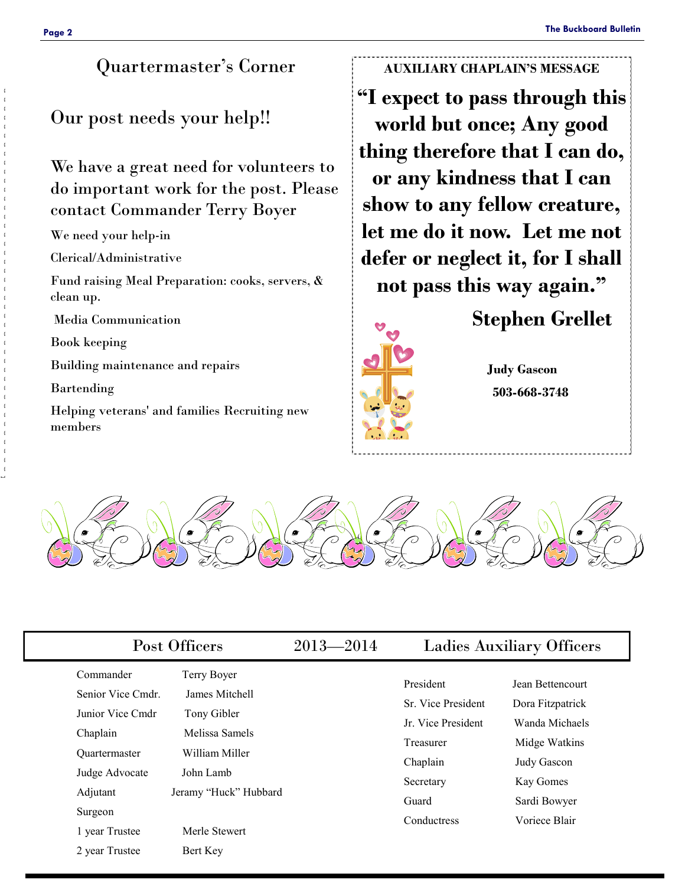## Quartermaster's Corner

### Our post needs your help!!

We have a great need for volunteers to do important work for the post. Please contact Commander Terry Boyer

We need your help-in

Clerical/Administrative

Fund raising Meal Preparation: cooks, servers, & clean up.

Media Communication

Book keeping

Building maintenance and repairs

Bartending

Helping veterans' and families Recruiting new members

**AUXILIARY CHAPLAIN'S MESSAGE**

**"I expect to pass through this world but once; Any good thing therefore that I can do, or any kindness that I can show to any fellow creature, let me do it now. Let me not defer or neglect it, for I shall not pass this way again."**

**Stephen Grellet**

**Judy Gascon**

**503-668-3748**

## Post Officers 2013—2014 Ladies Auxiliary Officers

**Post Officers**

| Position | Name |
|---|---|
| Commander | Terry Boyer |
| Senior Vice Cmdr. | James Mitchell |
| Junior Vice Cmdr | Tony Gibler |
| Chaplain | Melissa Samels |
| Quartermaster | William Miller |
| Judge Advocate | John Lamb |
| Adjutant | Jeramy "Huck" Hubbard |
| Surgeon | |
| 1 year Trustee | Merle Stewert |
| 2 year Trustee | Bert Key |

**Ladies Auxiliary Officers**

| Position | Name |
|---|---|
| President | Jean Bettencourt |
| Sr. Vice President | Dora Fitzpatrick |
| Jr. Vice President | Wanda Michaels |
| Treasurer | Midge Watkins |
| Chaplain | Judy Gascon |
| Secretary | Kay Gomes |
| Guard | Sardi Bowyer |
| Conductress | Voriece Blair |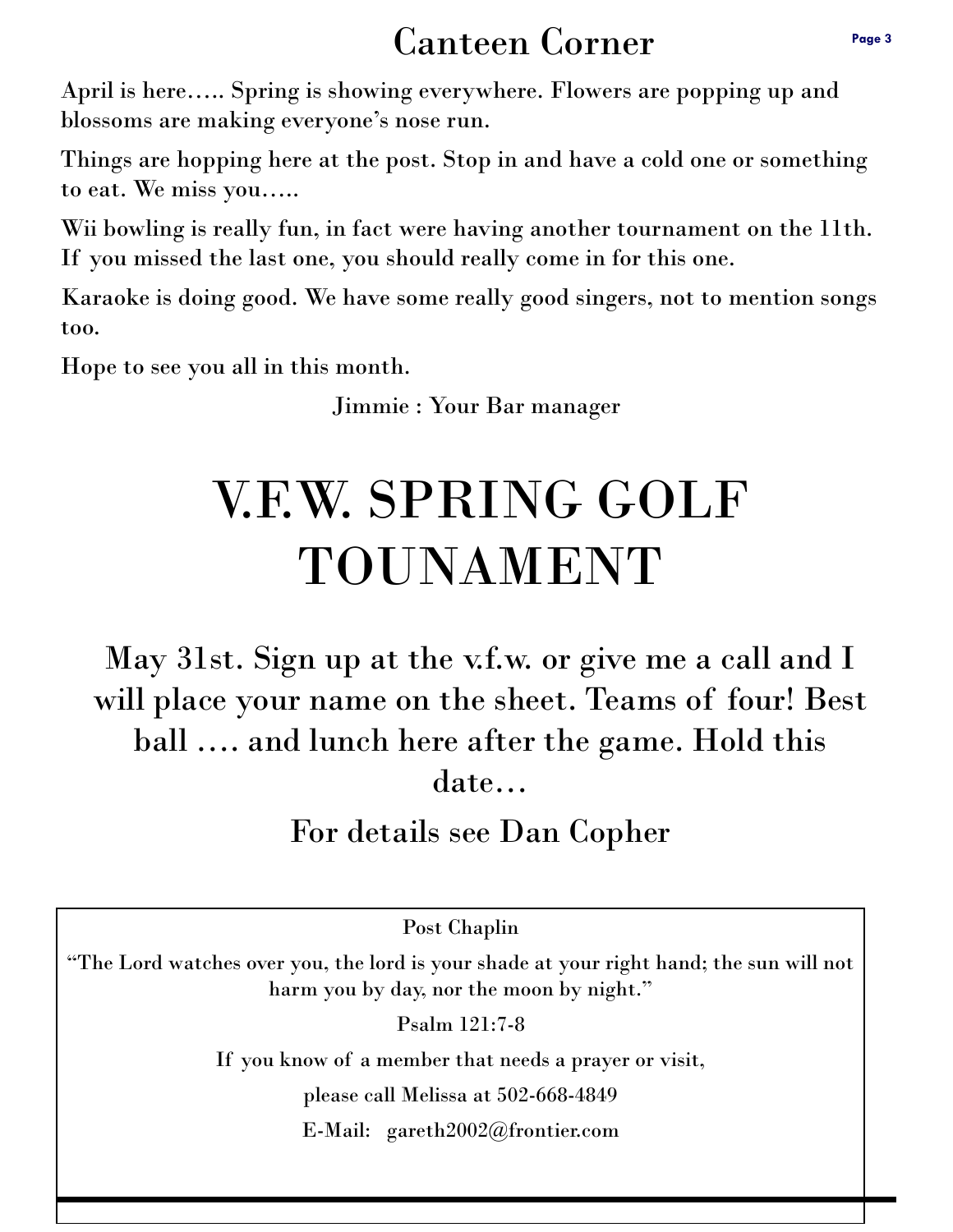# Canteen Corner

April is here….. Spring is showing everywhere. Flowers are popping up and blossoms are making everyone's nose run.

Things are hopping here at the post. Stop in and have a cold one or something to eat. We miss you…..

Wii bowling is really fun, in fact were having another tournament on the 11th. If you missed the last one, you should really come in for this one.

Karaoke is doing good. We have some really good singers, not to mention songs too.

Hope to see you all in this month.

Jimmie : Your Bar manager

# V.F.W. SPRING GOLF TOUNAMENT

May 31st. Sign up at the v.f.w. or give me a call and I will place your name on the sheet. Teams of four! Best ball …. and lunch here after the game. Hold this date…

For details see Dan Copher

Post Chaplin

"The Lord watches over you, the lord is your shade at your right hand; the sun will not harm you by day, nor the moon by night."

Psalm 121:7-8

If you know of a member that needs a prayer or visit,

please call Melissa at 502-668-4849

E-Mail: gareth2002@frontier.com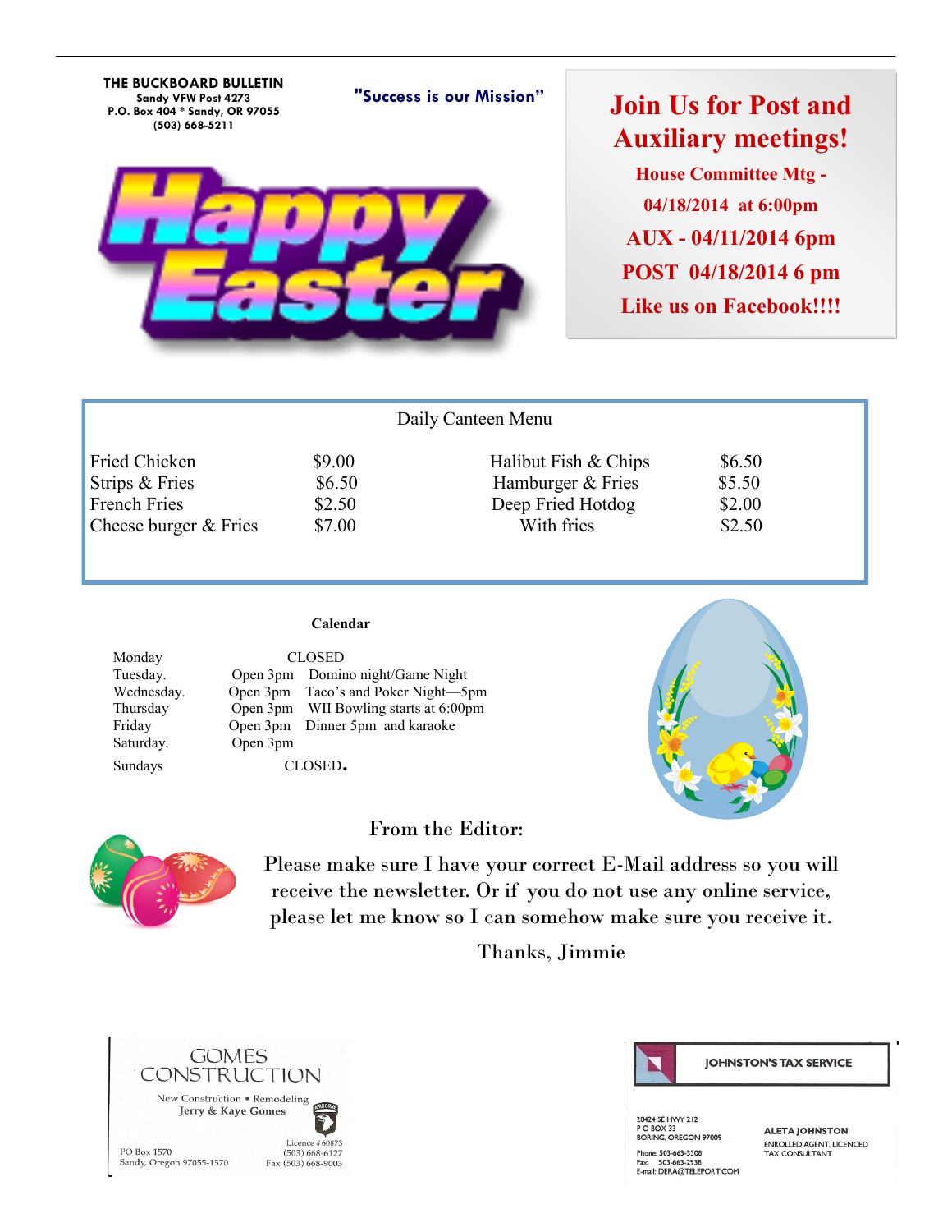**THE BUCKBOARD BULLETIN**
**Sandy VFW Post 4273**
**P.O. Box 404 * Sandy, OR 97055**
**(503) 668-5211**

**"Success is our Mission"**

# Happy Easter

## Join Us for Post and Auxiliary meetings!

**House Committee Mtg - 04/18/2014 at 6:00pm**

**AUX - 04/11/2014 6pm**

**POST 04/18/2014 6 pm**

**Like us on Facebook!!!!**

### Daily Canteen Menu

| | | | |
|---|---|---|---|
| Fried Chicken | $9.00 | Halibut Fish & Chips | $6.50 |
| Strips & Fries | $6.50 | Hamburger & Fries | $5.50 |
| French Fries | $2.50 | Deep Fried Hotdog | $2.00 |
| Cheese burger & Fries | $7.00 | With fries | $2.50 |

### Calendar

| | | |
|---|---|---|
| Monday | CLOSED | |
| Tuesday. | Open 3pm | Domino night/Game Night |
| Wednesday. | Open 3pm | Taco's and Poker Night—5pm |
| Thursday | Open 3pm | WII Bowling starts at 6:00pm |
| Friday | Open 3pm | Dinner 5pm and karaoke |
| Saturday. | Open 3pm | |
| Sundays | CLOSED. | |

### From the Editor:

Please make sure I have your correct E-Mail address so you will receive the newsletter. Or if you do not use any online service, please let me know so I can somehow make sure you receive it.

Thanks, Jimmie

GOMES CONSTRUCTION
New Construction • Remodeling
Jerry & Kaye Gomes
PO Box 1570
Sandy, Oregon 97055-1570
Licence # 60873
(503) 668-6127
Fax (503) 668-9003

JOHNSTON'S TAX SERVICE
28424 SE HWY 212
P O BOX 33
BORING, OREGON 97009
Phone: 503-663-3308
Fax: 503-663-2938
E-mail: DERA@TELEPORT.COM
ALETA JOHNSTON
ENROLLED AGENT, LICENCED TAX CONSULTANT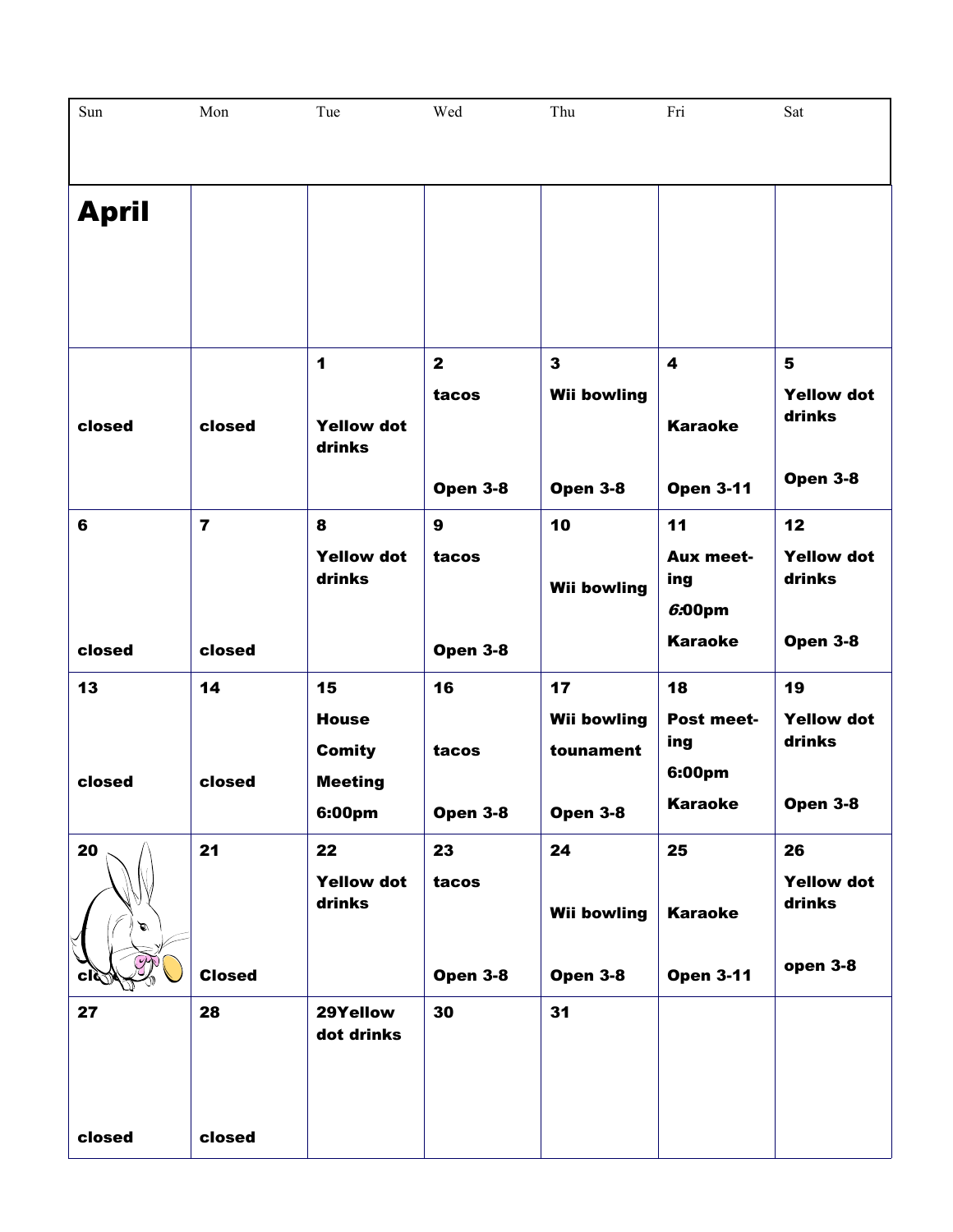| Sun | Mon | Tue | Wed | Thu | Fri | Sat |
|---|---|---|---|---|---|---|
| **April** | | | | | | |
| closed | closed | **1** Yellow dot drinks | **2** tacos Open 3-8 | **3** Wii bowling Open 3-8 | **4** Karaoke Open 3-11 | **5** Yellow dot drinks Open 3-8 |
| **6** closed | **7** closed | **8** Yellow dot drinks | **9** tacos Open 3-8 | **10** Wii bowling | **11** Aux meet-ing *6*:00pm Karaoke | **12** Yellow dot drinks Open 3-8 |
| **13** closed | **14** closed | **15** House Comity Meeting 6:00pm | **16** tacos Open 3-8 | **17** Wii bowling tounament Open 3-8 | **18** Post meet-ing 6:00pm Karaoke | **19** Yellow dot drinks Open 3-8 |
| **20** cl | **21** Closed | **22** Yellow dot drinks | **23** tacos Open 3-8 | **24** Wii bowling Open 3-8 | **25** Karaoke Open 3-11 | **26** Yellow dot drinks open 3-8 |
| **27** closed | **28** closed | **29**Yellow dot drinks | **30** | **31** | | |